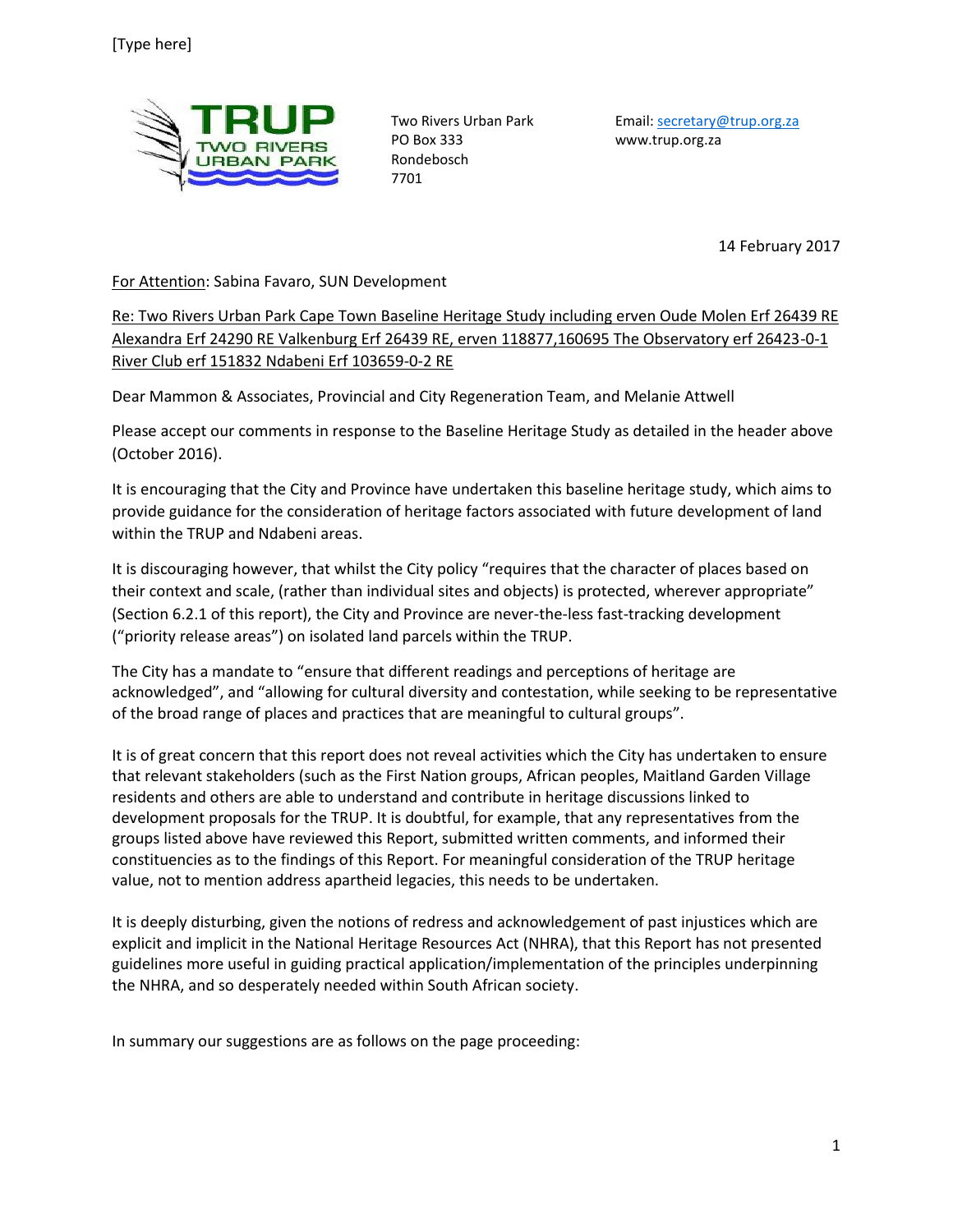Two Rivers Urban Park
PO Box 333
Rondebosch
7701

Email: secretary@trup.org.za
www.trup.org.za

14 February 2017

For Attention: Sabina Favaro, SUN Development

Re: Two Rivers Urban Park Cape Town Baseline Heritage Study including erven Oude Molen Erf 26439 RE Alexandra Erf 24290 RE Valkenburg Erf 26439 RE, erven 118877,160695 The Observatory erf 26423-0-1 River Club erf 151832 Ndabeni Erf 103659-0-2 RE

Dear Mammon & Associates, Provincial and City Regeneration Team, and Melanie Attwell

Please accept our comments in response to the Baseline Heritage Study as detailed in the header above (October 2016).

It is encouraging that the City and Province have undertaken this baseline heritage study, which aims to provide guidance for the consideration of heritage factors associated with future development of land within the TRUP and Ndabeni areas.

It is discouraging however, that whilst the City policy "requires that the character of places based on their context and scale, (rather than individual sites and objects) is protected, wherever appropriate" (Section 6.2.1 of this report), the City and Province are never-the-less fast-tracking development ("priority release areas") on isolated land parcels within the TRUP.

The City has a mandate to "ensure that different readings and perceptions of heritage are acknowledged", and "allowing for cultural diversity and contestation, while seeking to be representative of the broad range of places and practices that are meaningful to cultural groups".

It is of great concern that this report does not reveal activities which the City has undertaken to ensure that relevant stakeholders (such as the First Nation groups, African peoples, Maitland Garden Village residents and others are able to understand and contribute in heritage discussions linked to development proposals for the TRUP. It is doubtful, for example, that any representatives from the groups listed above have reviewed this Report, submitted written comments, and informed their constituencies as to the findings of this Report. For meaningful consideration of the TRUP heritage value, not to mention address apartheid legacies, this needs to be undertaken.

It is deeply disturbing, given the notions of redress and acknowledgement of past injustices which are explicit and implicit in the National Heritage Resources Act (NHRA), that this Report has not presented guidelines more useful in guiding practical application/implementation of the principles underpinning the NHRA, and so desperately needed within South African society.

In summary our suggestions are as follows on the page proceeding: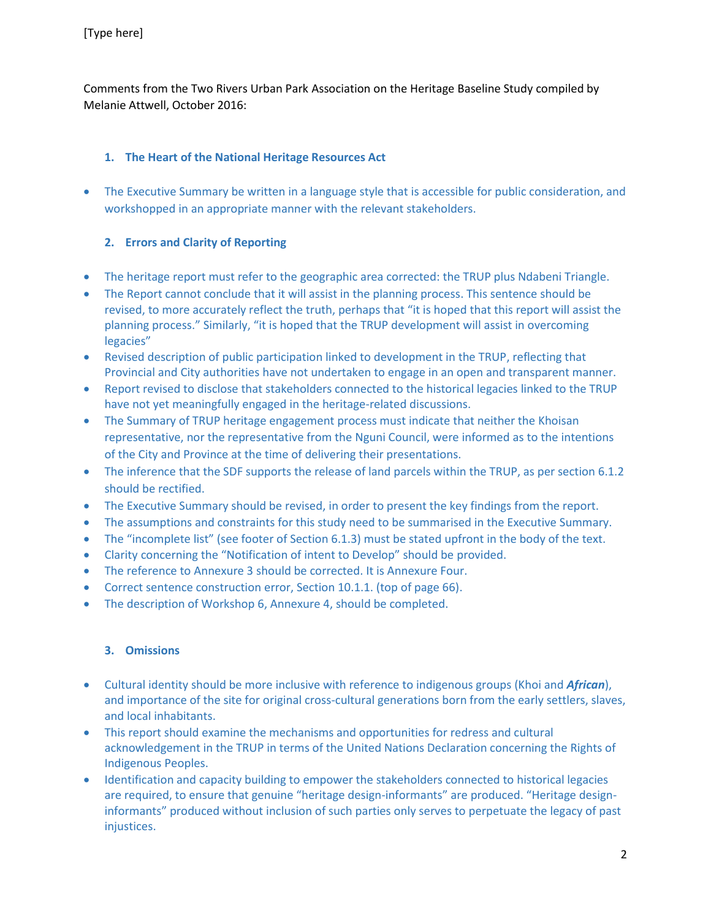Comments from the Two Rivers Urban Park Association on the Heritage Baseline Study compiled by Melanie Attwell, October 2016:

### 1. The Heart of the National Heritage Resources Act

- The Executive Summary be written in a language style that is accessible for public consideration, and workshopped in an appropriate manner with the relevant stakeholders.

### 2. Errors and Clarity of Reporting

- The heritage report must refer to the geographic area corrected: the TRUP plus Ndabeni Triangle.
- The Report cannot conclude that it will assist in the planning process. This sentence should be revised, to more accurately reflect the truth, perhaps that "it is hoped that this report will assist the planning process." Similarly, "it is hoped that the TRUP development will assist in overcoming legacies"
- Revised description of public participation linked to development in the TRUP, reflecting that Provincial and City authorities have not undertaken to engage in an open and transparent manner.
- Report revised to disclose that stakeholders connected to the historical legacies linked to the TRUP have not yet meaningfully engaged in the heritage-related discussions.
- The Summary of TRUP heritage engagement process must indicate that neither the Khoisan representative, nor the representative from the Nguni Council, were informed as to the intentions of the City and Province at the time of delivering their presentations.
- The inference that the SDF supports the release of land parcels within the TRUP, as per section 6.1.2 should be rectified.
- The Executive Summary should be revised, in order to present the key findings from the report.
- The assumptions and constraints for this study need to be summarised in the Executive Summary.
- The "incomplete list" (see footer of Section 6.1.3) must be stated upfront in the body of the text.
- Clarity concerning the "Notification of intent to Develop" should be provided.
- The reference to Annexure 3 should be corrected. It is Annexure Four.
- Correct sentence construction error, Section 10.1.1. (top of page 66).
- The description of Workshop 6, Annexure 4, should be completed.

### 3. Omissions

- Cultural identity should be more inclusive with reference to indigenous groups (Khoi and ***African***), and importance of the site for original cross-cultural generations born from the early settlers, slaves, and local inhabitants.
- This report should examine the mechanisms and opportunities for redress and cultural acknowledgement in the TRUP in terms of the United Nations Declaration concerning the Rights of Indigenous Peoples.
- Identification and capacity building to empower the stakeholders connected to historical legacies are required, to ensure that genuine "heritage design-informants" are produced. "Heritage design-informants" produced without inclusion of such parties only serves to perpetuate the legacy of past injustices.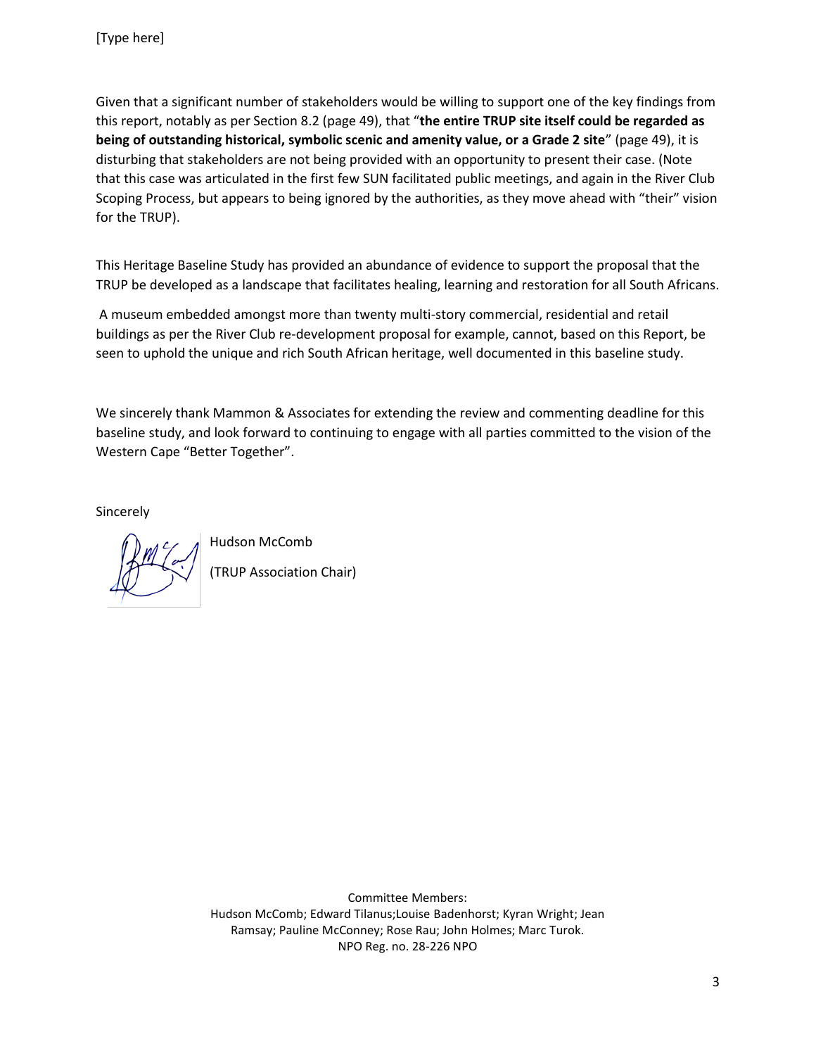Given that a significant number of stakeholders would be willing to support one of the key findings from this report, notably as per Section 8.2 (page 49), that "**the entire TRUP site itself could be regarded as being of outstanding historical, symbolic scenic and amenity value, or a Grade 2 site**" (page 49), it is disturbing that stakeholders are not being provided with an opportunity to present their case. (Note that this case was articulated in the first few SUN facilitated public meetings, and again in the River Club Scoping Process, but appears to being ignored by the authorities, as they move ahead with "their" vision for the TRUP).

This Heritage Baseline Study has provided an abundance of evidence to support the proposal that the TRUP be developed as a landscape that facilitates healing, learning and restoration for all South Africans.

A museum embedded amongst more than twenty multi-story commercial, residential and retail buildings as per the River Club re-development proposal for example, cannot, based on this Report, be seen to uphold the unique and rich South African heritage, well documented in this baseline study.

We sincerely thank Mammon & Associates for extending the review and commenting deadline for this baseline study, and look forward to continuing to engage with all parties committed to the vision of the Western Cape "Better Together".

Sincerely

Hudson McComb

(TRUP Association Chair)

Committee Members:
Hudson McComb; Edward Tilanus;Louise Badenhorst; Kyran Wright; Jean Ramsay; Pauline McConney; Rose Rau; John Holmes; Marc Turok.
NPO Reg. no. 28-226 NPO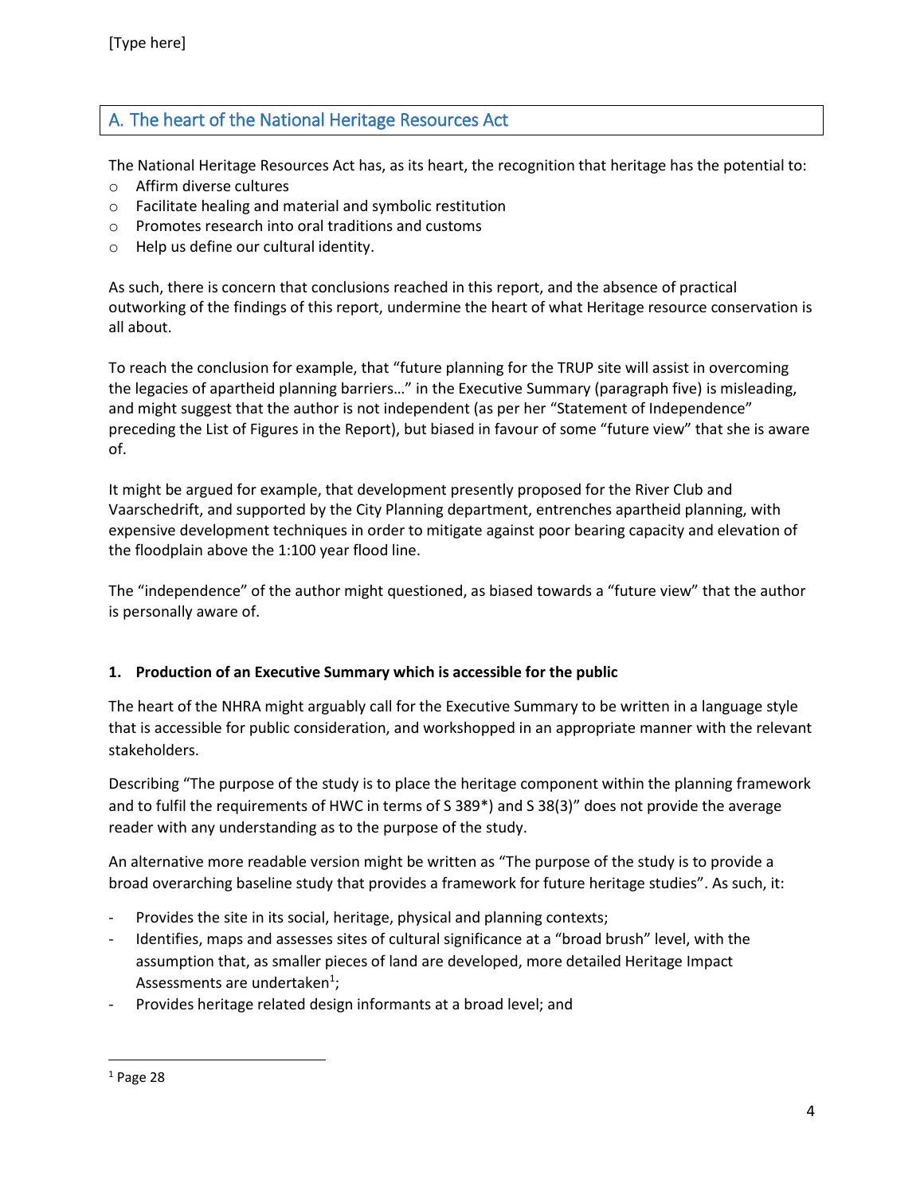## A. The heart of the National Heritage Resources Act

The National Heritage Resources Act has, as its heart, the recognition that heritage has the potential to:

- Affirm diverse cultures
- Facilitate healing and material and symbolic restitution
- Promotes research into oral traditions and customs
- Help us define our cultural identity.

As such, there is concern that conclusions reached in this report, and the absence of practical outworking of the findings of this report, undermine the heart of what Heritage resource conservation is all about.

To reach the conclusion for example, that "future planning for the TRUP site will assist in overcoming the legacies of apartheid planning barriers…" in the Executive Summary (paragraph five) is misleading, and might suggest that the author is not independent (as per her "Statement of Independence" preceding the List of Figures in the Report), but biased in favour of some "future view" that she is aware of.

It might be argued for example, that development presently proposed for the River Club and Vaarschedrift, and supported by the City Planning department, entrenches apartheid planning, with expensive development techniques in order to mitigate against poor bearing capacity and elevation of the floodplain above the 1:100 year flood line.

The "independence" of the author might questioned, as biased towards a "future view" that the author is personally aware of.

### 1. Production of an Executive Summary which is accessible for the public

The heart of the NHRA might arguably call for the Executive Summary to be written in a language style that is accessible for public consideration, and workshopped in an appropriate manner with the relevant stakeholders.

Describing "The purpose of the study is to place the heritage component within the planning framework and to fulfil the requirements of HWC in terms of S 389*) and S 38(3)" does not provide the average reader with any understanding as to the purpose of the study.

An alternative more readable version might be written as "The purpose of the study is to provide a broad overarching baseline study that provides a framework for future heritage studies". As such, it:

- Provides the site in its social, heritage, physical and planning contexts;
- Identifies, maps and assesses sites of cultural significance at a "broad brush" level, with the assumption that, as smaller pieces of land are developed, more detailed Heritage Impact Assessments are undertaken[1];
- Provides heritage related design informants at a broad level; and

[1] Page 28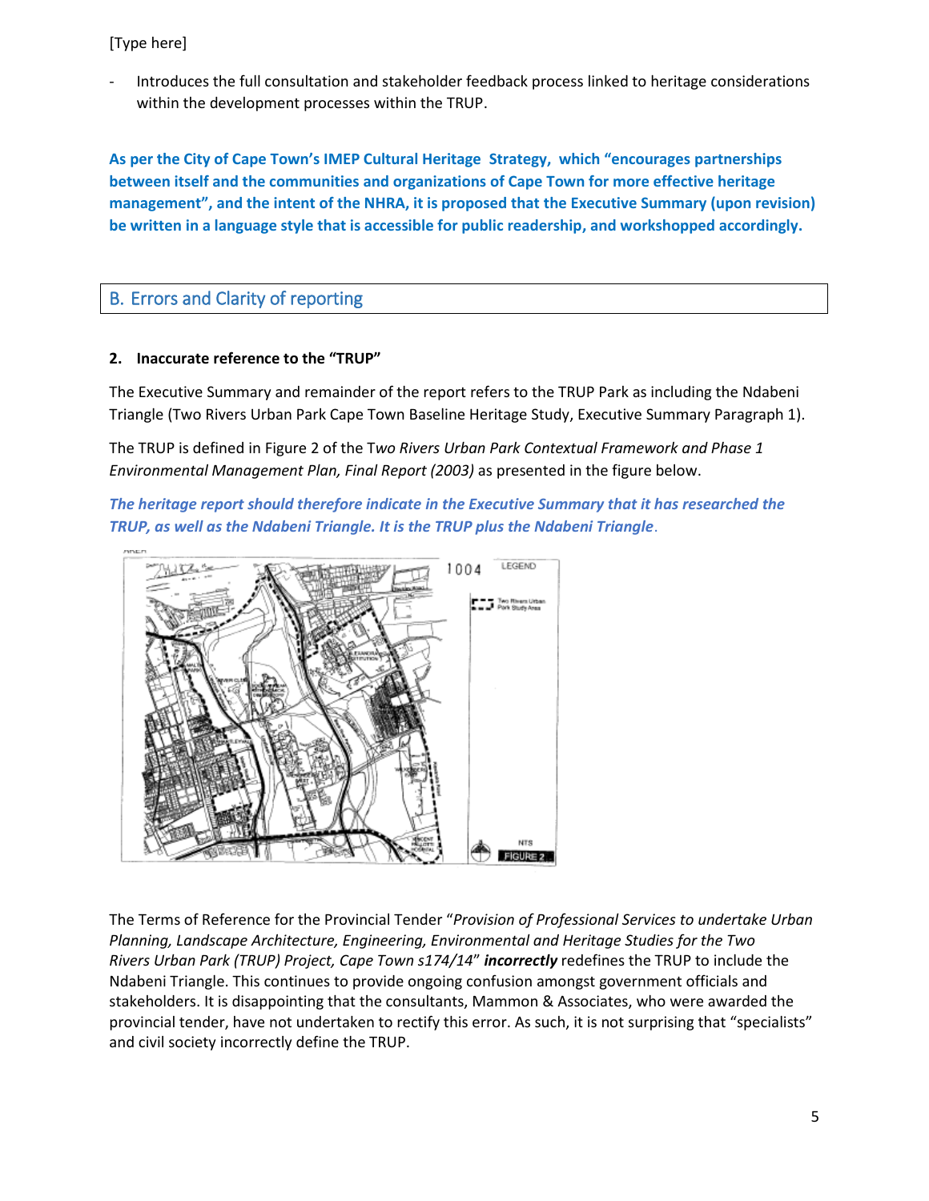- Introduces the full consultation and stakeholder feedback process linked to heritage considerations within the development processes within the TRUP.

**As per the City of Cape Town's IMEP Cultural Heritage Strategy, which "encourages partnerships between itself and the communities and organizations of Cape Town for more effective heritage management", and the intent of the NHRA, it is proposed that the Executive Summary (upon revision) be written in a language style that is accessible for public readership, and workshopped accordingly.**

## B. Errors and Clarity of reporting

**2. Inaccurate reference to the "TRUP"**

The Executive Summary and remainder of the report refers to the TRUP Park as including the Ndabeni Triangle (Two Rivers Urban Park Cape Town Baseline Heritage Study, Executive Summary Paragraph 1).

The TRUP is defined in Figure 2 of the T*wo Rivers Urban Park Contextual Framework and Phase 1 Environmental Management Plan, Final Report (2003)* as presented in the figure below.

***The heritage report should therefore indicate in the Executive Summary that it has researched the TRUP, as well as the Ndabeni Triangle. It is the TRUP plus the Ndabeni Triangle.***

The Terms of Reference for the Provincial Tender "*Provision of Professional Services to undertake Urban Planning, Landscape Architecture, Engineering, Environmental and Heritage Studies for the Two Rivers Urban Park (TRUP) Project, Cape Town s174/14*" ***incorrectly*** redefines the TRUP to include the Ndabeni Triangle. This continues to provide ongoing confusion amongst government officials and stakeholders. It is disappointing that the consultants, Mammon & Associates, who were awarded the provincial tender, have not undertaken to rectify this error. As such, it is not surprising that "specialists" and civil society incorrectly define the TRUP.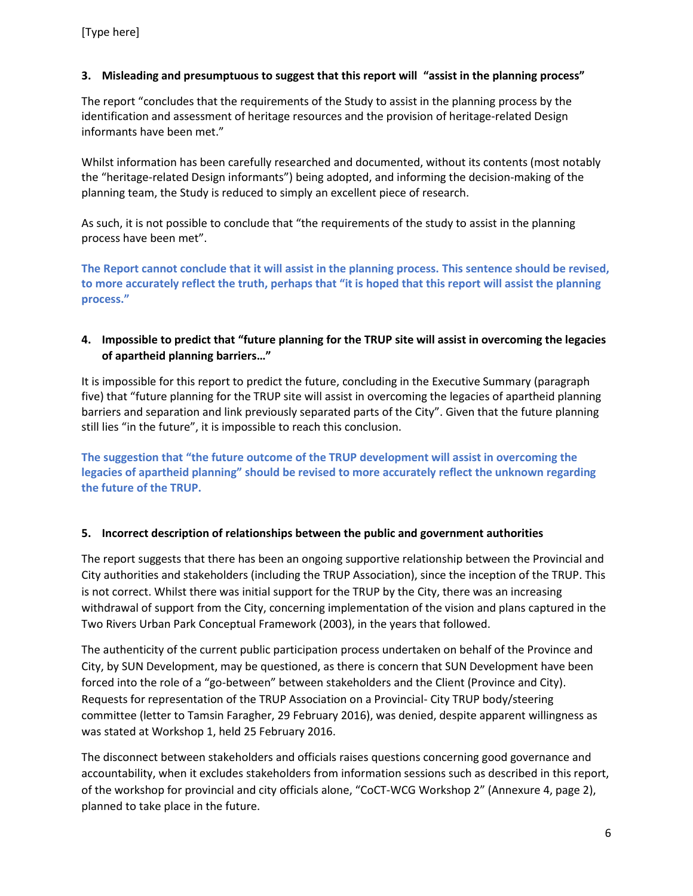### 3. Misleading and presumptuous to suggest that this report will "assist in the planning process"

The report "concludes that the requirements of the Study to assist in the planning process by the identification and assessment of heritage resources and the provision of heritage-related Design informants have been met."

Whilst information has been carefully researched and documented, without its contents (most notably the "heritage-related Design informants") being adopted, and informing the decision-making of the planning team, the Study is reduced to simply an excellent piece of research.

As such, it is not possible to conclude that "the requirements of the study to assist in the planning process have been met".

**The Report cannot conclude that it will assist in the planning process. This sentence should be revised, to more accurately reflect the truth, perhaps that "it is hoped that this report will assist the planning process."**

### 4. Impossible to predict that "future planning for the TRUP site will assist in overcoming the legacies of apartheid planning barriers…"

It is impossible for this report to predict the future, concluding in the Executive Summary (paragraph five) that "future planning for the TRUP site will assist in overcoming the legacies of apartheid planning barriers and separation and link previously separated parts of the City". Given that the future planning still lies "in the future", it is impossible to reach this conclusion.

**The suggestion that "the future outcome of the TRUP development will assist in overcoming the legacies of apartheid planning" should be revised to more accurately reflect the unknown regarding the future of the TRUP.**

### 5. Incorrect description of relationships between the public and government authorities

The report suggests that there has been an ongoing supportive relationship between the Provincial and City authorities and stakeholders (including the TRUP Association), since the inception of the TRUP. This is not correct. Whilst there was initial support for the TRUP by the City, there was an increasing withdrawal of support from the City, concerning implementation of the vision and plans captured in the Two Rivers Urban Park Conceptual Framework (2003), in the years that followed.

The authenticity of the current public participation process undertaken on behalf of the Province and City, by SUN Development, may be questioned, as there is concern that SUN Development have been forced into the role of a "go-between" between stakeholders and the Client (Province and City). Requests for representation of the TRUP Association on a Provincial- City TRUP body/steering committee (letter to Tamsin Faragher, 29 February 2016), was denied, despite apparent willingness as was stated at Workshop 1, held 25 February 2016.

The disconnect between stakeholders and officials raises questions concerning good governance and accountability, when it excludes stakeholders from information sessions such as described in this report, of the workshop for provincial and city officials alone, "CoCT-WCG Workshop 2" (Annexure 4, page 2), planned to take place in the future.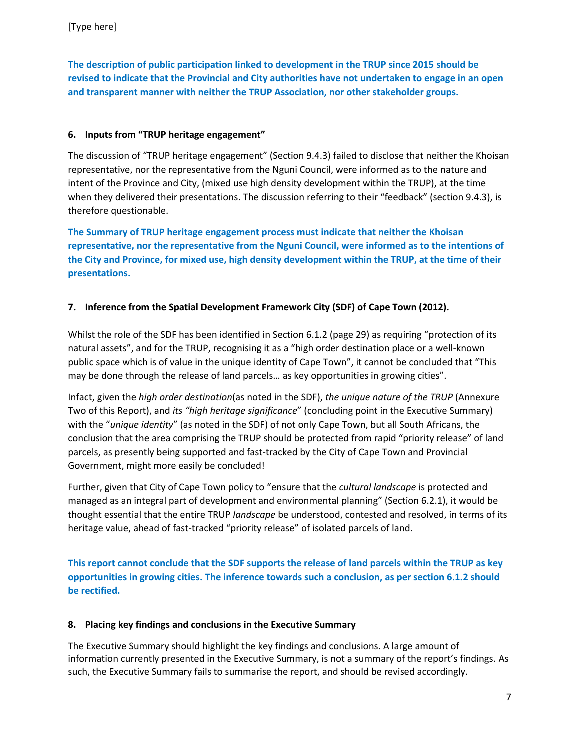**The description of public participation linked to development in the TRUP since 2015 should be revised to indicate that the Provincial and City authorities have not undertaken to engage in an open and transparent manner with neither the TRUP Association, nor other stakeholder groups.**

## 6. Inputs from "TRUP heritage engagement"

The discussion of "TRUP heritage engagement" (Section 9.4.3) failed to disclose that neither the Khoisan representative, nor the representative from the Nguni Council, were informed as to the nature and intent of the Province and City, (mixed use high density development within the TRUP), at the time when they delivered their presentations. The discussion referring to their "feedback" (section 9.4.3), is therefore questionable.

**The Summary of TRUP heritage engagement process must indicate that neither the Khoisan representative, nor the representative from the Nguni Council, were informed as to the intentions of the City and Province, for mixed use, high density development within the TRUP, at the time of their presentations.**

## 7. Inference from the Spatial Development Framework City (SDF) of Cape Town (2012).

Whilst the role of the SDF has been identified in Section 6.1.2 (page 29) as requiring "protection of its natural assets", and for the TRUP, recognising it as a "high order destination place or a well-known public space which is of value in the unique identity of Cape Town", it cannot be concluded that "This may be done through the release of land parcels… as key opportunities in growing cities".

Infact, given the *high order destination*(as noted in the SDF), *the unique nature of the TRUP* (Annexure Two of this Report), and *its "high heritage significance*" (concluding point in the Executive Summary) with the "*unique identity*" (as noted in the SDF) of not only Cape Town, but all South Africans, the conclusion that the area comprising the TRUP should be protected from rapid "priority release" of land parcels, as presently being supported and fast-tracked by the City of Cape Town and Provincial Government, might more easily be concluded!

Further, given that City of Cape Town policy to "ensure that the *cultural landscape* is protected and managed as an integral part of development and environmental planning" (Section 6.2.1), it would be thought essential that the entire TRUP *landscape* be understood, contested and resolved, in terms of its heritage value, ahead of fast-tracked "priority release" of isolated parcels of land.

**This report cannot conclude that the SDF supports the release of land parcels within the TRUP as key opportunities in growing cities. The inference towards such a conclusion, as per section 6.1.2 should be rectified.**

## 8. Placing key findings and conclusions in the Executive Summary

The Executive Summary should highlight the key findings and conclusions. A large amount of information currently presented in the Executive Summary, is not a summary of the report's findings. As such, the Executive Summary fails to summarise the report, and should be revised accordingly.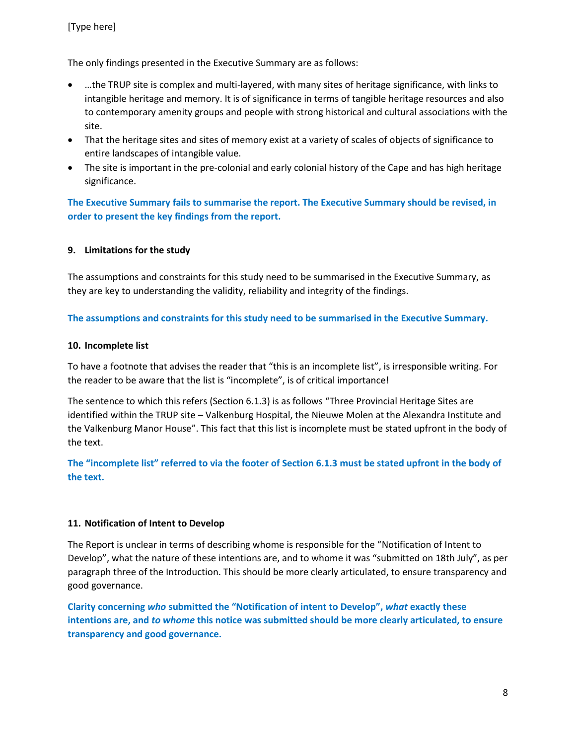The only findings presented in the Executive Summary are as follows:

- …the TRUP site is complex and multi-layered, with many sites of heritage significance, with links to intangible heritage and memory. It is of significance in terms of tangible heritage resources and also to contemporary amenity groups and people with strong historical and cultural associations with the site.
- That the heritage sites and sites of memory exist at a variety of scales of objects of significance to entire landscapes of intangible value.
- The site is important in the pre-colonial and early colonial history of the Cape and has high heritage significance.

**The Executive Summary fails to summarise the report. The Executive Summary should be revised, in order to present the key findings from the report.**

## 9. Limitations for the study

The assumptions and constraints for this study need to be summarised in the Executive Summary, as they are key to understanding the validity, reliability and integrity of the findings.

**The assumptions and constraints for this study need to be summarised in the Executive Summary.**

## 10. Incomplete list

To have a footnote that advises the reader that "this is an incomplete list", is irresponsible writing. For the reader to be aware that the list is "incomplete", is of critical importance!

The sentence to which this refers (Section 6.1.3) is as follows "Three Provincial Heritage Sites are identified within the TRUP site – Valkenburg Hospital, the Nieuwe Molen at the Alexandra Institute and the Valkenburg Manor House". This fact that this list is incomplete must be stated upfront in the body of the text.

**The "incomplete list" referred to via the footer of Section 6.1.3 must be stated upfront in the body of the text.**

## 11. Notification of Intent to Develop

The Report is unclear in terms of describing whome is responsible for the "Notification of Intent to Develop", what the nature of these intentions are, and to whome it was "submitted on 18th July", as per paragraph three of the Introduction. This should be more clearly articulated, to ensure transparency and good governance.

**Clarity concerning *who* submitted the "Notification of intent to Develop", *what* exactly these intentions are, and *to whome* this notice was submitted should be more clearly articulated, to ensure transparency and good governance.**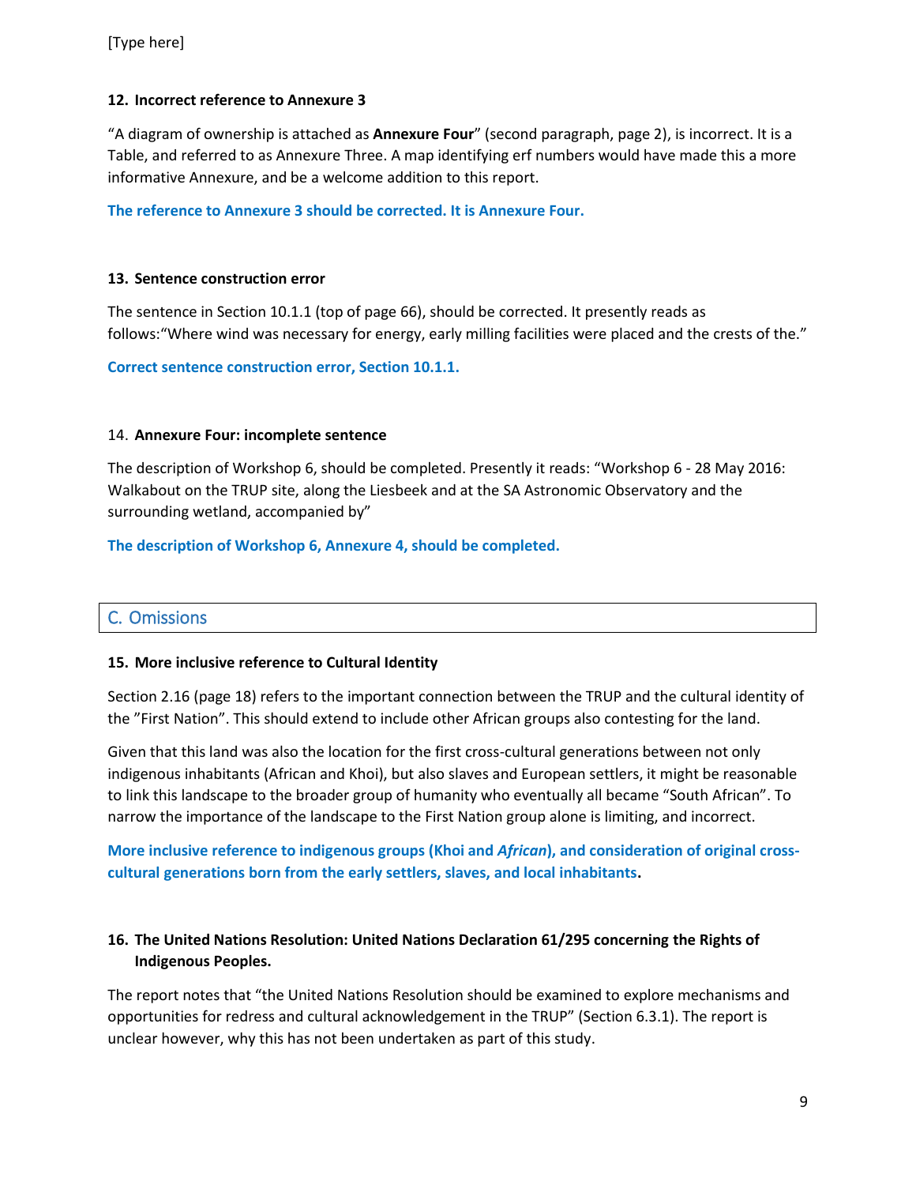**12. Incorrect reference to Annexure 3**

"A diagram of ownership is attached as **Annexure Four**" (second paragraph, page 2), is incorrect. It is a Table, and referred to as Annexure Three. A map identifying erf numbers would have made this a more informative Annexure, and be a welcome addition to this report.

**The reference to Annexure 3 should be corrected. It is Annexure Four.**

**13. Sentence construction error**

The sentence in Section 10.1.1 (top of page 66), should be corrected. It presently reads as follows:"Where wind was necessary for energy, early milling facilities were placed and the crests of the."

**Correct sentence construction error, Section 10.1.1.**

14. **Annexure Four: incomplete sentence**

The description of Workshop 6, should be completed. Presently it reads: "Workshop 6 - 28 May 2016: Walkabout on the TRUP site, along the Liesbeek and at the SA Astronomic Observatory and the surrounding wetland, accompanied by"

**The description of Workshop 6, Annexure 4, should be completed.**

## C. Omissions

**15. More inclusive reference to Cultural Identity**

Section 2.16 (page 18) refers to the important connection between the TRUP and the cultural identity of the "First Nation". This should extend to include other African groups also contesting for the land.

Given that this land was also the location for the first cross-cultural generations between not only indigenous inhabitants (African and Khoi), but also slaves and European settlers, it might be reasonable to link this landscape to the broader group of humanity who eventually all became "South African". To narrow the importance of the landscape to the First Nation group alone is limiting, and incorrect.

**More inclusive reference to indigenous groups (Khoi and *African*), and consideration of original cross-cultural generations born from the early settlers, slaves, and local inhabitants.**

**16. The United Nations Resolution: United Nations Declaration 61/295 concerning the Rights of Indigenous Peoples.**

The report notes that "the United Nations Resolution should be examined to explore mechanisms and opportunities for redress and cultural acknowledgement in the TRUP" (Section 6.3.1). The report is unclear however, why this has not been undertaken as part of this study.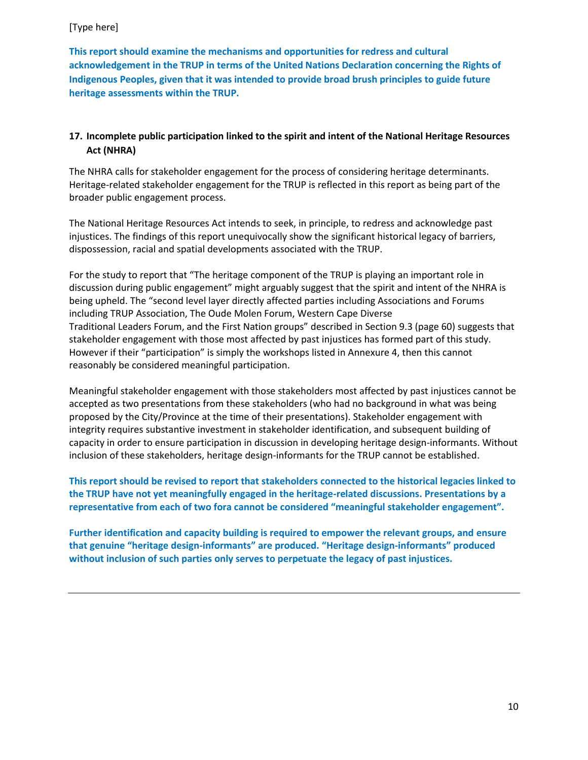**This report should examine the mechanisms and opportunities for redress and cultural acknowledgement in the TRUP in terms of the United Nations Declaration concerning the Rights of Indigenous Peoples, given that it was intended to provide broad brush principles to guide future heritage assessments within the TRUP.**

**17. Incomplete public participation linked to the spirit and intent of the National Heritage Resources Act (NHRA)**

The NHRA calls for stakeholder engagement for the process of considering heritage determinants. Heritage-related stakeholder engagement for the TRUP is reflected in this report as being part of the broader public engagement process.

The National Heritage Resources Act intends to seek, in principle, to redress and acknowledge past injustices. The findings of this report unequivocally show the significant historical legacy of barriers, dispossession, racial and spatial developments associated with the TRUP.

For the study to report that "The heritage component of the TRUP is playing an important role in discussion during public engagement" might arguably suggest that the spirit and intent of the NHRA is being upheld. The "second level layer directly affected parties including Associations and Forums including TRUP Association, The Oude Molen Forum, Western Cape Diverse Traditional Leaders Forum, and the First Nation groups" described in Section 9.3 (page 60) suggests that stakeholder engagement with those most affected by past injustices has formed part of this study. However if their "participation" is simply the workshops listed in Annexure 4, then this cannot reasonably be considered meaningful participation.

Meaningful stakeholder engagement with those stakeholders most affected by past injustices cannot be accepted as two presentations from these stakeholders (who had no background in what was being proposed by the City/Province at the time of their presentations). Stakeholder engagement with integrity requires substantive investment in stakeholder identification, and subsequent building of capacity in order to ensure participation in discussion in developing heritage design-informants. Without inclusion of these stakeholders, heritage design-informants for the TRUP cannot be established.

**This report should be revised to report that stakeholders connected to the historical legacies linked to the TRUP have not yet meaningfully engaged in the heritage-related discussions. Presentations by a representative from each of two fora cannot be considered "meaningful stakeholder engagement".**

**Further identification and capacity building is required to empower the relevant groups, and ensure that genuine "heritage design-informants" are produced. "Heritage design-informants" produced without inclusion of such parties only serves to perpetuate the legacy of past injustices.**